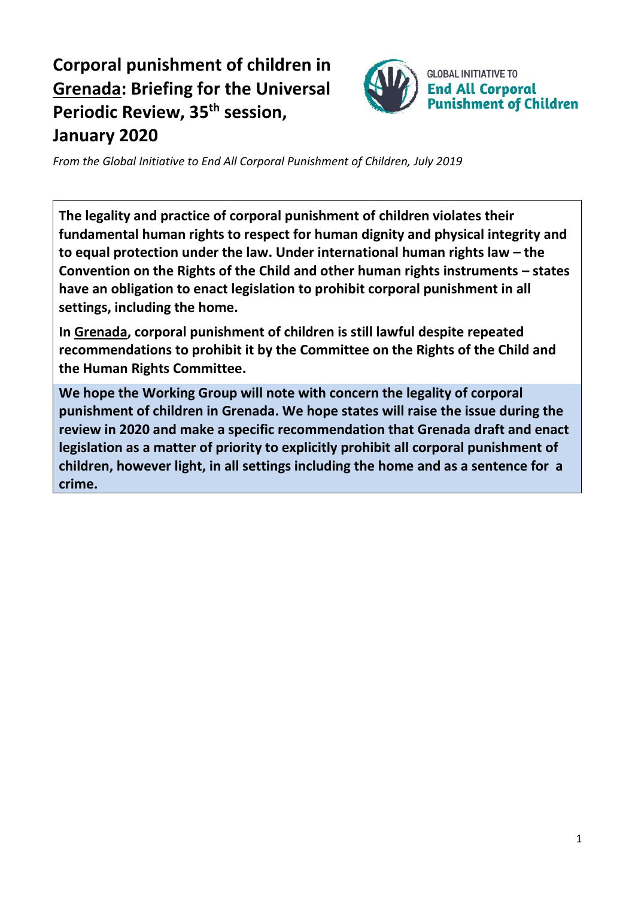# Corporal punishment of children in Grenada: Briefing for the Universal Periodic Review, 35th session, January 2020

GLOBAL INITIATIVE TO **End All Corporal Punishment of Children**

*From the Global Initiative to End All Corporal Punishment of Children, July 2019*

**The legality and practice of corporal punishment of children violates their fundamental human rights to respect for human dignity and physical integrity and to equal protection under the law. Under international human rights law – the Convention on the Rights of the Child and other human rights instruments – states have an obligation to enact legislation to prohibit corporal punishment in all settings, including the home.**

**In Grenada, corporal punishment of children is still lawful despite repeated recommendations to prohibit it by the Committee on the Rights of the Child and the Human Rights Committee.**

**We hope the Working Group will note with concern the legality of corporal punishment of children in Grenada. We hope states will raise the issue during the review in 2020 and make a specific recommendation that Grenada draft and enact legislation as a matter of priority to explicitly prohibit all corporal punishment of children, however light, in all settings including the home and as a sentence for a crime.**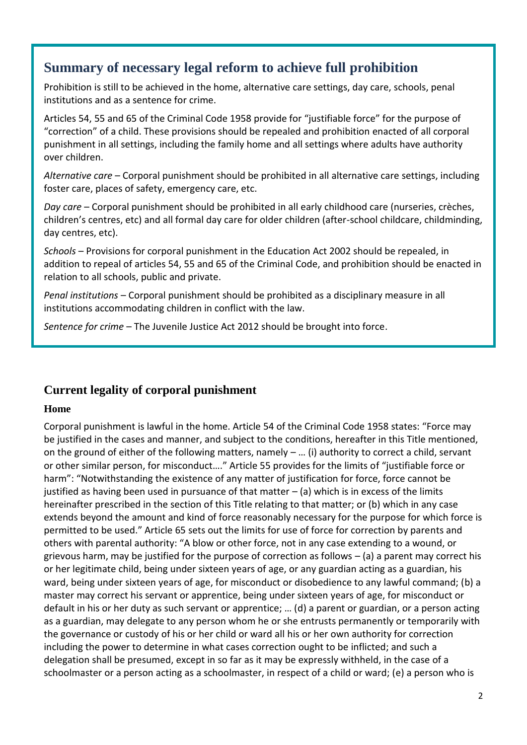## Summary of necessary legal reform to achieve full prohibition

Prohibition is still to be achieved in the home, alternative care settings, day care, schools, penal institutions and as a sentence for crime.

Articles 54, 55 and 65 of the Criminal Code 1958 provide for "justifiable force" for the purpose of "correction" of a child. These provisions should be repealed and prohibition enacted of all corporal punishment in all settings, including the family home and all settings where adults have authority over children.

*Alternative care* – Corporal punishment should be prohibited in all alternative care settings, including foster care, places of safety, emergency care, etc.

*Day care* – Corporal punishment should be prohibited in all early childhood care (nurseries, crèches, children's centres, etc) and all formal day care for older children (after-school childcare, childminding, day centres, etc).

*Schools* – Provisions for corporal punishment in the Education Act 2002 should be repealed, in addition to repeal of articles 54, 55 and 65 of the Criminal Code, and prohibition should be enacted in relation to all schools, public and private.

*Penal institutions* – Corporal punishment should be prohibited as a disciplinary measure in all institutions accommodating children in conflict with the law.

*Sentence for crime* – The Juvenile Justice Act 2012 should be brought into force.

## Current legality of corporal punishment

### Home

Corporal punishment is lawful in the home. Article 54 of the Criminal Code 1958 states: "Force may be justified in the cases and manner, and subject to the conditions, hereafter in this Title mentioned, on the ground of either of the following matters, namely – … (i) authority to correct a child, servant or other similar person, for misconduct…." Article 55 provides for the limits of "justifiable force or harm": "Notwithstanding the existence of any matter of justification for force, force cannot be justified as having been used in pursuance of that matter – (a) which is in excess of the limits hereinafter prescribed in the section of this Title relating to that matter; or (b) which in any case extends beyond the amount and kind of force reasonably necessary for the purpose for which force is permitted to be used." Article 65 sets out the limits for use of force for correction by parents and others with parental authority: "A blow or other force, not in any case extending to a wound, or grievous harm, may be justified for the purpose of correction as follows – (a) a parent may correct his or her legitimate child, being under sixteen years of age, or any guardian acting as a guardian, his ward, being under sixteen years of age, for misconduct or disobedience to any lawful command; (b) a master may correct his servant or apprentice, being under sixteen years of age, for misconduct or default in his or her duty as such servant or apprentice; … (d) a parent or guardian, or a person acting as a guardian, may delegate to any person whom he or she entrusts permanently or temporarily with the governance or custody of his or her child or ward all his or her own authority for correction including the power to determine in what cases correction ought to be inflicted; and such a delegation shall be presumed, except in so far as it may be expressly withheld, in the case of a schoolmaster or a person acting as a schoolmaster, in respect of a child or ward; (e) a person who is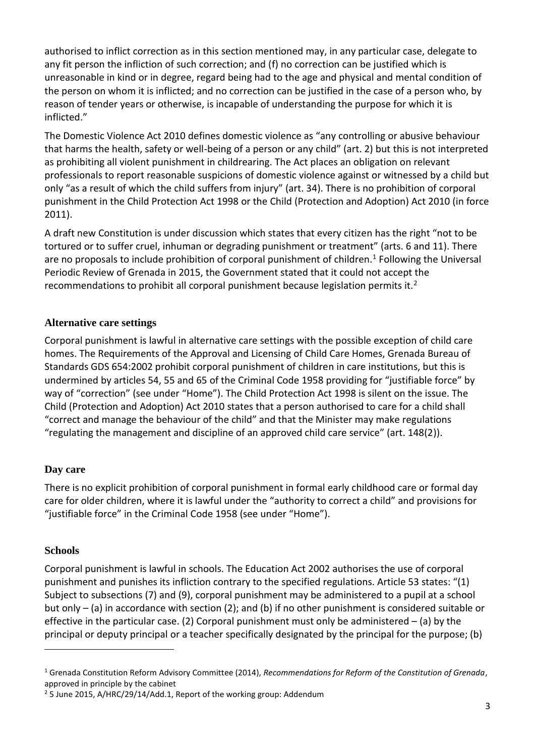authorised to inflict correction as in this section mentioned may, in any particular case, delegate to any fit person the infliction of such correction; and (f) no correction can be justified which is unreasonable in kind or in degree, regard being had to the age and physical and mental condition of the person on whom it is inflicted; and no correction can be justified in the case of a person who, by reason of tender years or otherwise, is incapable of understanding the purpose for which it is inflicted."

The Domestic Violence Act 2010 defines domestic violence as "any controlling or abusive behaviour that harms the health, safety or well-being of a person or any child" (art. 2) but this is not interpreted as prohibiting all violent punishment in childrearing. The Act places an obligation on relevant professionals to report reasonable suspicions of domestic violence against or witnessed by a child but only "as a result of which the child suffers from injury" (art. 34). There is no prohibition of corporal punishment in the Child Protection Act 1998 or the Child (Protection and Adoption) Act 2010 (in force 2011).

A draft new Constitution is under discussion which states that every citizen has the right "not to be tortured or to suffer cruel, inhuman or degrading punishment or treatment" (arts. 6 and 11). There are no proposals to include prohibition of corporal punishment of children.[1] Following the Universal Periodic Review of Grenada in 2015, the Government stated that it could not accept the recommendations to prohibit all corporal punishment because legislation permits it.[2]

## Alternative care settings

Corporal punishment is lawful in alternative care settings with the possible exception of child care homes. The Requirements of the Approval and Licensing of Child Care Homes, Grenada Bureau of Standards GDS 654:2002 prohibit corporal punishment of children in care institutions, but this is undermined by articles 54, 55 and 65 of the Criminal Code 1958 providing for "justifiable force" by way of "correction" (see under "Home"). The Child Protection Act 1998 is silent on the issue. The Child (Protection and Adoption) Act 2010 states that a person authorised to care for a child shall "correct and manage the behaviour of the child" and that the Minister may make regulations "regulating the management and discipline of an approved child care service" (art. 148(2)).

## Day care

There is no explicit prohibition of corporal punishment in formal early childhood care or formal day care for older children, where it is lawful under the "authority to correct a child" and provisions for "justifiable force" in the Criminal Code 1958 (see under "Home").

## Schools

Corporal punishment is lawful in schools. The Education Act 2002 authorises the use of corporal punishment and punishes its infliction contrary to the specified regulations. Article 53 states: "(1) Subject to subsections (7) and (9), corporal punishment may be administered to a pupil at a school but only – (a) in accordance with section (2); and (b) if no other punishment is considered suitable or effective in the particular case. (2) Corporal punishment must only be administered – (a) by the principal or deputy principal or a teacher specifically designated by the principal for the purpose; (b)

---

[1] Grenada Constitution Reform Advisory Committee (2014), *Recommendations for Reform of the Constitution of Grenada*, approved in principle by the cabinet

[2] 5 June 2015, A/HRC/29/14/Add.1, Report of the working group: Addendum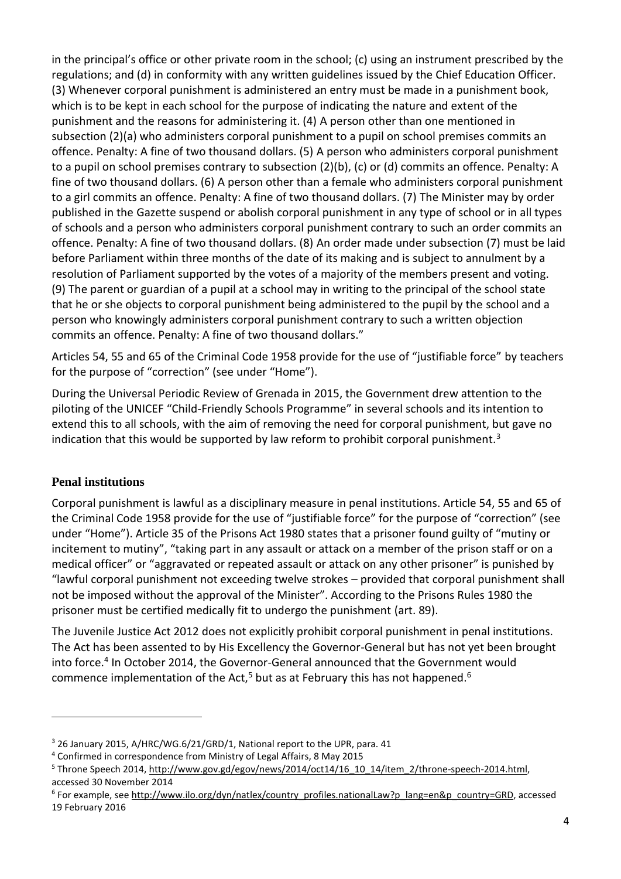in the principal's office or other private room in the school; (c) using an instrument prescribed by the regulations; and (d) in conformity with any written guidelines issued by the Chief Education Officer. (3) Whenever corporal punishment is administered an entry must be made in a punishment book, which is to be kept in each school for the purpose of indicating the nature and extent of the punishment and the reasons for administering it. (4) A person other than one mentioned in subsection (2)(a) who administers corporal punishment to a pupil on school premises commits an offence. Penalty: A fine of two thousand dollars. (5) A person who administers corporal punishment to a pupil on school premises contrary to subsection (2)(b), (c) or (d) commits an offence. Penalty: A fine of two thousand dollars. (6) A person other than a female who administers corporal punishment to a girl commits an offence. Penalty: A fine of two thousand dollars. (7) The Minister may by order published in the Gazette suspend or abolish corporal punishment in any type of school or in all types of schools and a person who administers corporal punishment contrary to such an order commits an offence. Penalty: A fine of two thousand dollars. (8) An order made under subsection (7) must be laid before Parliament within three months of the date of its making and is subject to annulment by a resolution of Parliament supported by the votes of a majority of the members present and voting. (9) The parent or guardian of a pupil at a school may in writing to the principal of the school state that he or she objects to corporal punishment being administered to the pupil by the school and a person who knowingly administers corporal punishment contrary to such a written objection commits an offence. Penalty: A fine of two thousand dollars."

Articles 54, 55 and 65 of the Criminal Code 1958 provide for the use of "justifiable force" by teachers for the purpose of "correction" (see under "Home").

During the Universal Periodic Review of Grenada in 2015, the Government drew attention to the piloting of the UNICEF "Child-Friendly Schools Programme" in several schools and its intention to extend this to all schools, with the aim of removing the need for corporal punishment, but gave no indication that this would be supported by law reform to prohibit corporal punishment.[3]

## Penal institutions

Corporal punishment is lawful as a disciplinary measure in penal institutions. Article 54, 55 and 65 of the Criminal Code 1958 provide for the use of "justifiable force" for the purpose of "correction" (see under "Home"). Article 35 of the Prisons Act 1980 states that a prisoner found guilty of "mutiny or incitement to mutiny", "taking part in any assault or attack on a member of the prison staff or on a medical officer" or "aggravated or repeated assault or attack on any other prisoner" is punished by "lawful corporal punishment not exceeding twelve strokes – provided that corporal punishment shall not be imposed without the approval of the Minister". According to the Prisons Rules 1980 the prisoner must be certified medically fit to undergo the punishment (art. 89).

The Juvenile Justice Act 2012 does not explicitly prohibit corporal punishment in penal institutions. The Act has been assented to by His Excellency the Governor-General but has not yet been brought into force.[4] In October 2014, the Governor-General announced that the Government would commence implementation of the Act,[5] but as at February this has not happened.[6]

---

[3] 26 January 2015, A/HRC/WG.6/21/GRD/1, National report to the UPR, para. 41

[4] Confirmed in correspondence from Ministry of Legal Affairs, 8 May 2015

[5] Throne Speech 2014, http://www.gov.gd/egov/news/2014/oct14/16_10_14/item_2/throne-speech-2014.html, accessed 30 November 2014

[6] For example, see http://www.ilo.org/dyn/natlex/country_profiles.nationalLaw?p_lang=en&p_country=GRD, accessed 19 February 2016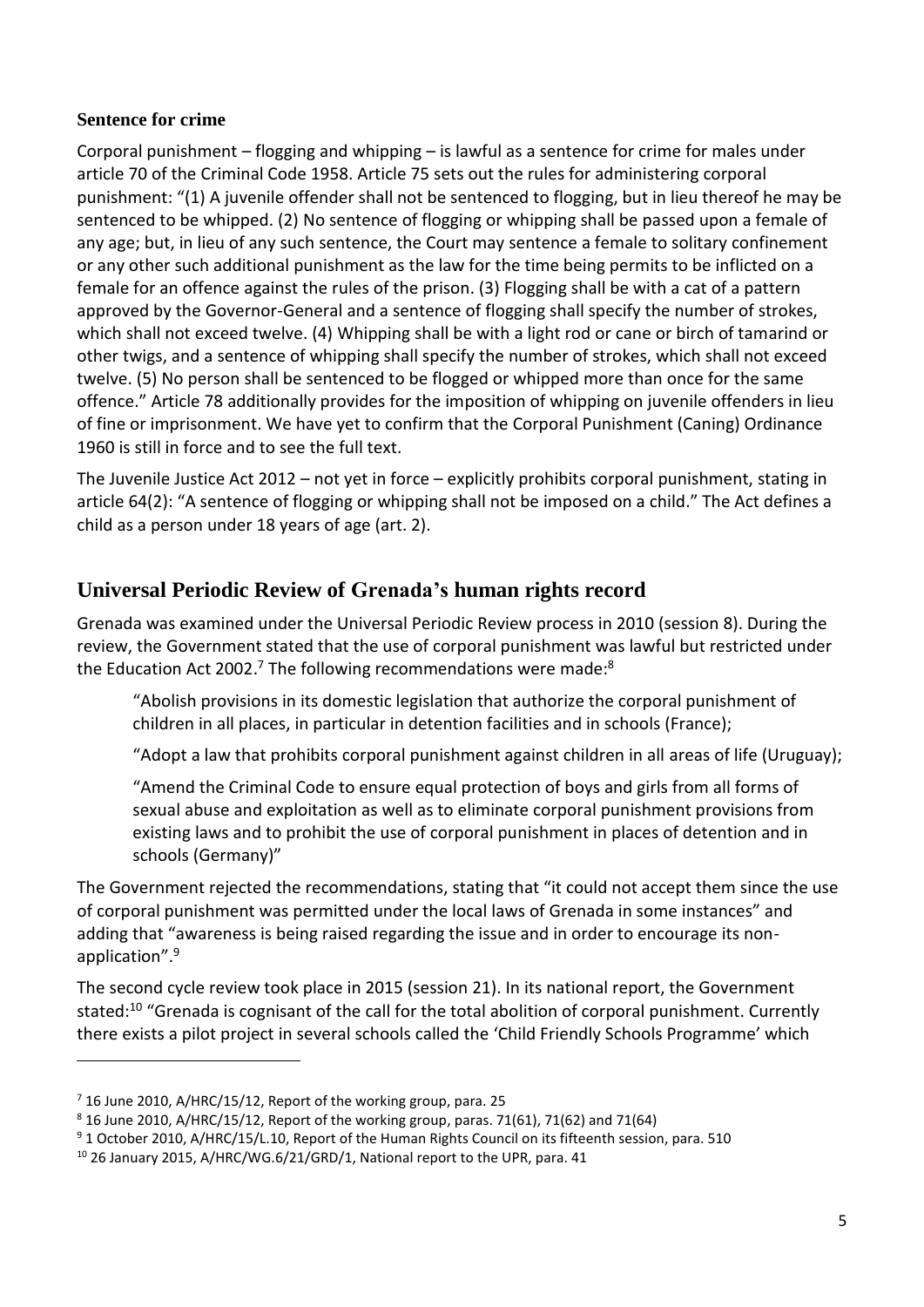### Sentence for crime

Corporal punishment – flogging and whipping – is lawful as a sentence for crime for males under article 70 of the Criminal Code 1958. Article 75 sets out the rules for administering corporal punishment: "(1) A juvenile offender shall not be sentenced to flogging, but in lieu thereof he may be sentenced to be whipped. (2) No sentence of flogging or whipping shall be passed upon a female of any age; but, in lieu of any such sentence, the Court may sentence a female to solitary confinement or any other such additional punishment as the law for the time being permits to be inflicted on a female for an offence against the rules of the prison. (3) Flogging shall be with a cat of a pattern approved by the Governor-General and a sentence of flogging shall specify the number of strokes, which shall not exceed twelve. (4) Whipping shall be with a light rod or cane or birch of tamarind or other twigs, and a sentence of whipping shall specify the number of strokes, which shall not exceed twelve. (5) No person shall be sentenced to be flogged or whipped more than once for the same offence." Article 78 additionally provides for the imposition of whipping on juvenile offenders in lieu of fine or imprisonment. We have yet to confirm that the Corporal Punishment (Caning) Ordinance 1960 is still in force and to see the full text.

The Juvenile Justice Act 2012 – not yet in force – explicitly prohibits corporal punishment, stating in article 64(2): "A sentence of flogging or whipping shall not be imposed on a child." The Act defines a child as a person under 18 years of age (art. 2).

## Universal Periodic Review of Grenada's human rights record

Grenada was examined under the Universal Periodic Review process in 2010 (session 8). During the review, the Government stated that the use of corporal punishment was lawful but restricted under the Education Act 2002.[7] The following recommendations were made:[8]

> "Abolish provisions in its domestic legislation that authorize the corporal punishment of children in all places, in particular in detention facilities and in schools (France);
>
> "Adopt a law that prohibits corporal punishment against children in all areas of life (Uruguay);
>
> "Amend the Criminal Code to ensure equal protection of boys and girls from all forms of sexual abuse and exploitation as well as to eliminate corporal punishment provisions from existing laws and to prohibit the use of corporal punishment in places of detention and in schools (Germany)"

The Government rejected the recommendations, stating that "it could not accept them since the use of corporal punishment was permitted under the local laws of Grenada in some instances" and adding that "awareness is being raised regarding the issue and in order to encourage its non-application".[9]

The second cycle review took place in 2015 (session 21). In its national report, the Government stated:[10] "Grenada is cognisant of the call for the total abolition of corporal punishment. Currently there exists a pilot project in several schools called the 'Child Friendly Schools Programme' which

---

[7] 16 June 2010, A/HRC/15/12, Report of the working group, para. 25

[8] 16 June 2010, A/HRC/15/12, Report of the working group, paras. 71(61), 71(62) and 71(64)

[9] 1 October 2010, A/HRC/15/L.10, Report of the Human Rights Council on its fifteenth session, para. 510

[10] 26 January 2015, A/HRC/WG.6/21/GRD/1, National report to the UPR, para. 41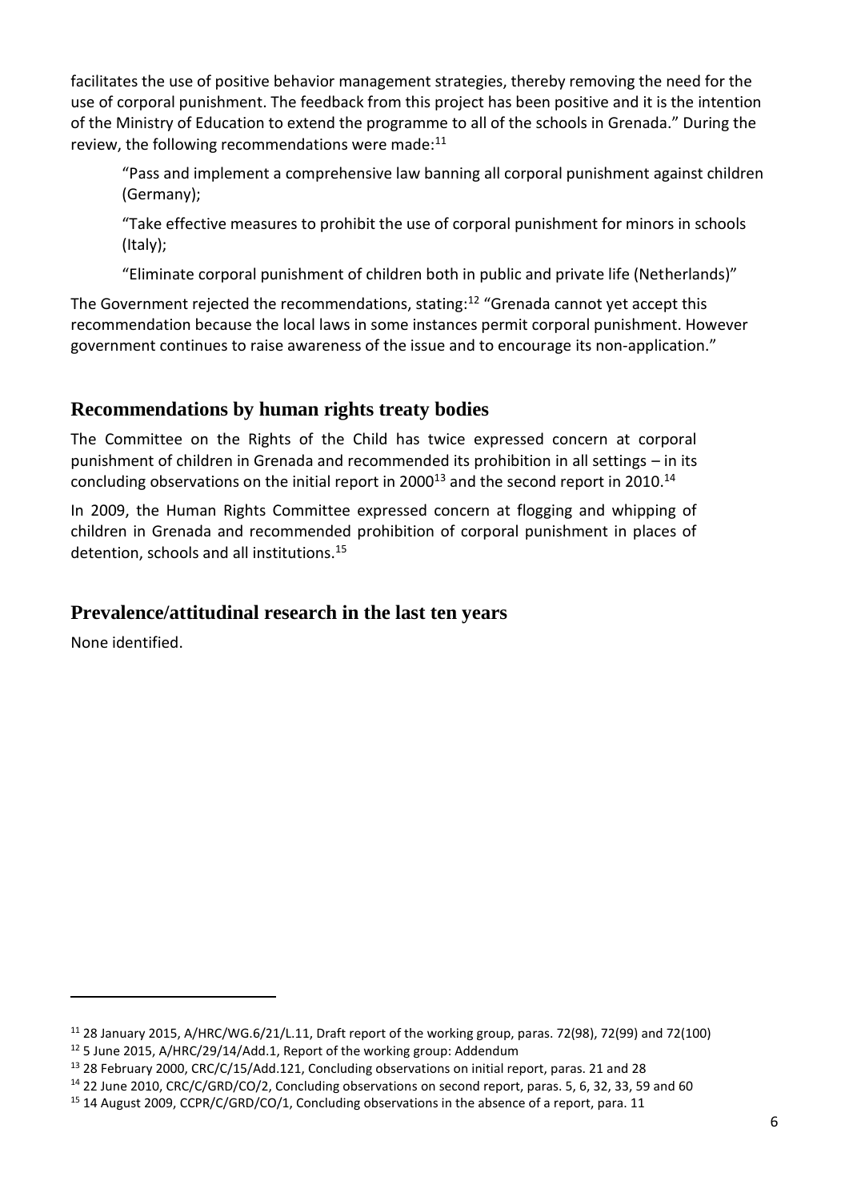facilitates the use of positive behavior management strategies, thereby removing the need for the use of corporal punishment. The feedback from this project has been positive and it is the intention of the Ministry of Education to extend the programme to all of the schools in Grenada." During the review, the following recommendations were made:[11]

> "Pass and implement a comprehensive law banning all corporal punishment against children (Germany);
>
> "Take effective measures to prohibit the use of corporal punishment for minors in schools (Italy);
>
> "Eliminate corporal punishment of children both in public and private life (Netherlands)"

The Government rejected the recommendations, stating:[12] "Grenada cannot yet accept this recommendation because the local laws in some instances permit corporal punishment. However government continues to raise awareness of the issue and to encourage its non-application."

## Recommendations by human rights treaty bodies

The Committee on the Rights of the Child has twice expressed concern at corporal punishment of children in Grenada and recommended its prohibition in all settings – in its concluding observations on the initial report in 2000[13] and the second report in 2010.[14]

In 2009, the Human Rights Committee expressed concern at flogging and whipping of children in Grenada and recommended prohibition of corporal punishment in places of detention, schools and all institutions.[15]

## Prevalence/attitudinal research in the last ten years

None identified.

---

[11] 28 January 2015, A/HRC/WG.6/21/L.11, Draft report of the working group, paras. 72(98), 72(99) and 72(100)

[12] 5 June 2015, A/HRC/29/14/Add.1, Report of the working group: Addendum

[13] 28 February 2000, CRC/C/15/Add.121, Concluding observations on initial report, paras. 21 and 28

[14] 22 June 2010, CRC/C/GRD/CO/2, Concluding observations on second report, paras. 5, 6, 32, 33, 59 and 60

[15] 14 August 2009, CCPR/C/GRD/CO/1, Concluding observations in the absence of a report, para. 11